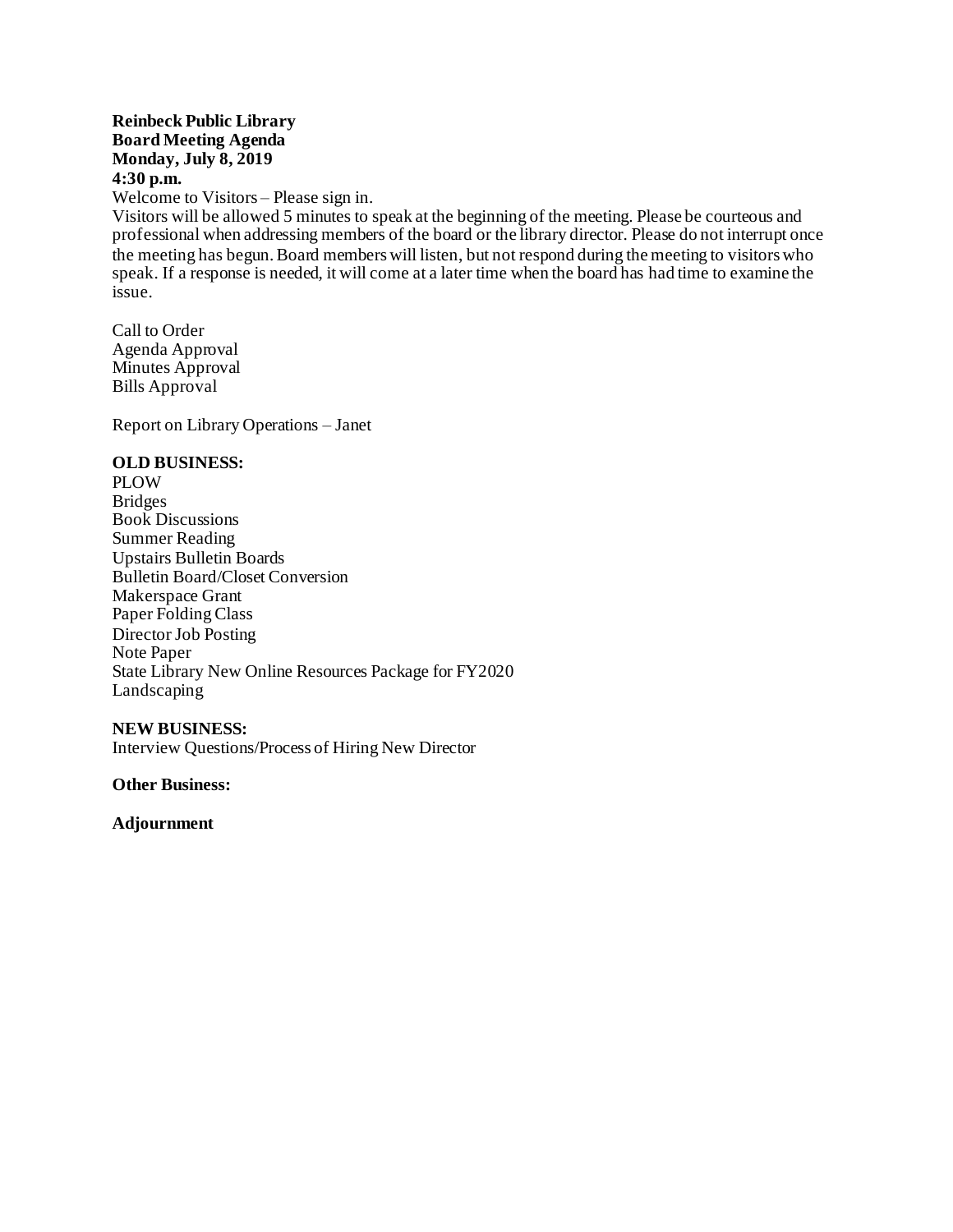**Reinbeck Public Library**
**Board Meeting Agenda**
**Monday, July 8, 2019**
**4:30 p.m.**

Welcome to Visitors – Please sign in.

Visitors will be allowed 5 minutes to speak at the beginning of the meeting. Please be courteous and professional when addressing members of the board or the library director. Please do not interrupt once the meeting has begun. Board members will listen, but not respond during the meeting to visitors who speak. If a response is needed, it will come at a later time when the board has had time to examine the issue.

Call to Order
Agenda Approval
Minutes Approval
Bills Approval

Report on Library Operations – Janet

**OLD BUSINESS:**

PLOW
Bridges
Book Discussions
Summer Reading
Upstairs Bulletin Boards
Bulletin Board/Closet Conversion
Makerspace Grant
Paper Folding Class
Director Job Posting
Note Paper
State Library New Online Resources Package for FY2020
Landscaping

**NEW BUSINESS:**

Interview Questions/Process of Hiring New Director

**Other Business:**

**Adjournment**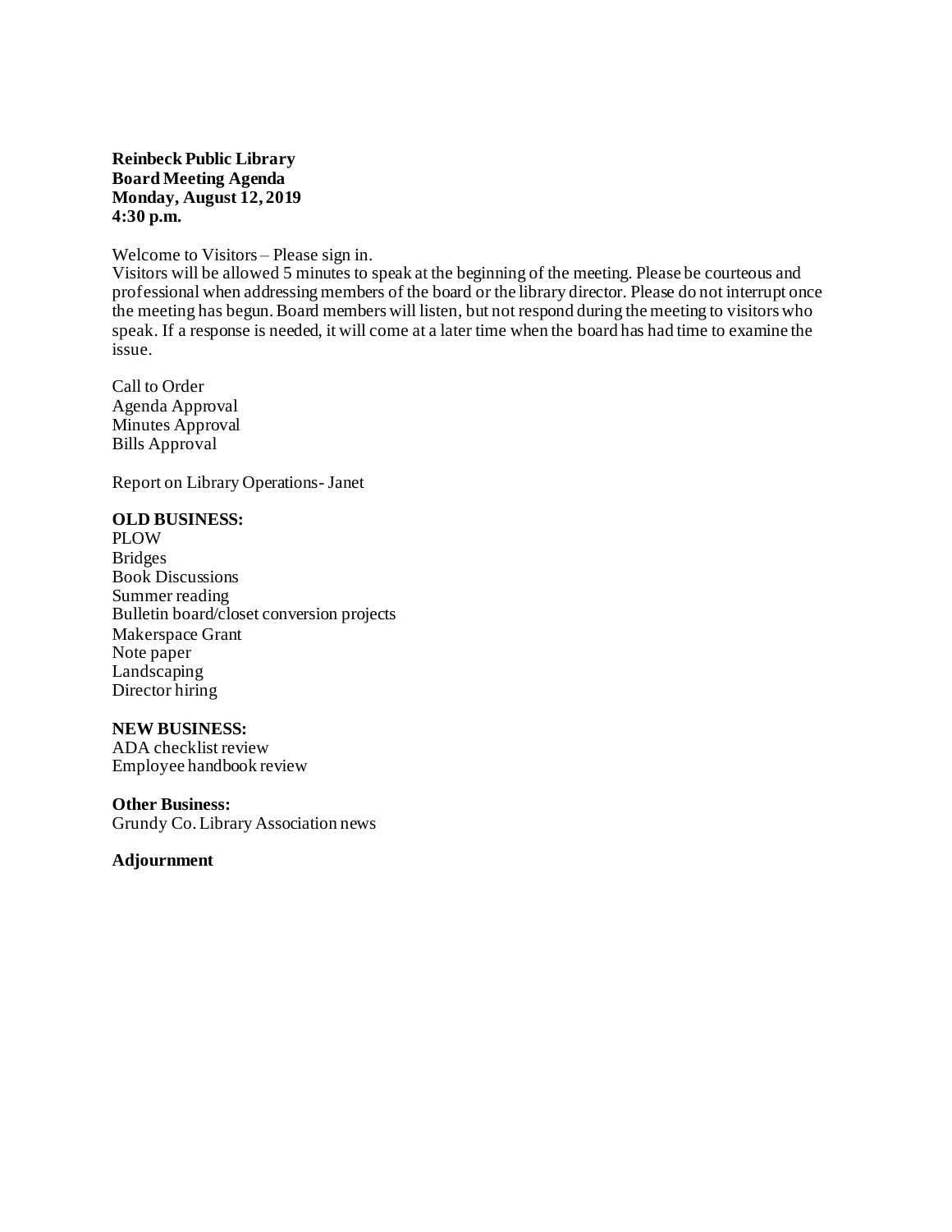**Reinbeck Public Library**
**Board Meeting Agenda**
**Monday, August 12, 2019**
**4:30 p.m.**

Welcome to Visitors – Please sign in.
Visitors will be allowed 5 minutes to speak at the beginning of the meeting. Please be courteous and professional when addressing members of the board or the library director. Please do not interrupt once the meeting has begun. Board members will listen, but not respond during the meeting to visitors who speak. If a response is needed, it will come at a later time when the board has had time to examine the issue.

Call to Order
Agenda Approval
Minutes Approval
Bills Approval

Report on Library Operations- Janet

**OLD BUSINESS:**
PLOW
Bridges
Book Discussions
Summer reading
Bulletin board/closet conversion projects
Makerspace Grant
Note paper
Landscaping
Director hiring

**NEW BUSINESS:**
ADA checklist review
Employee handbook review

**Other Business:**
Grundy Co. Library Association news

**Adjournment**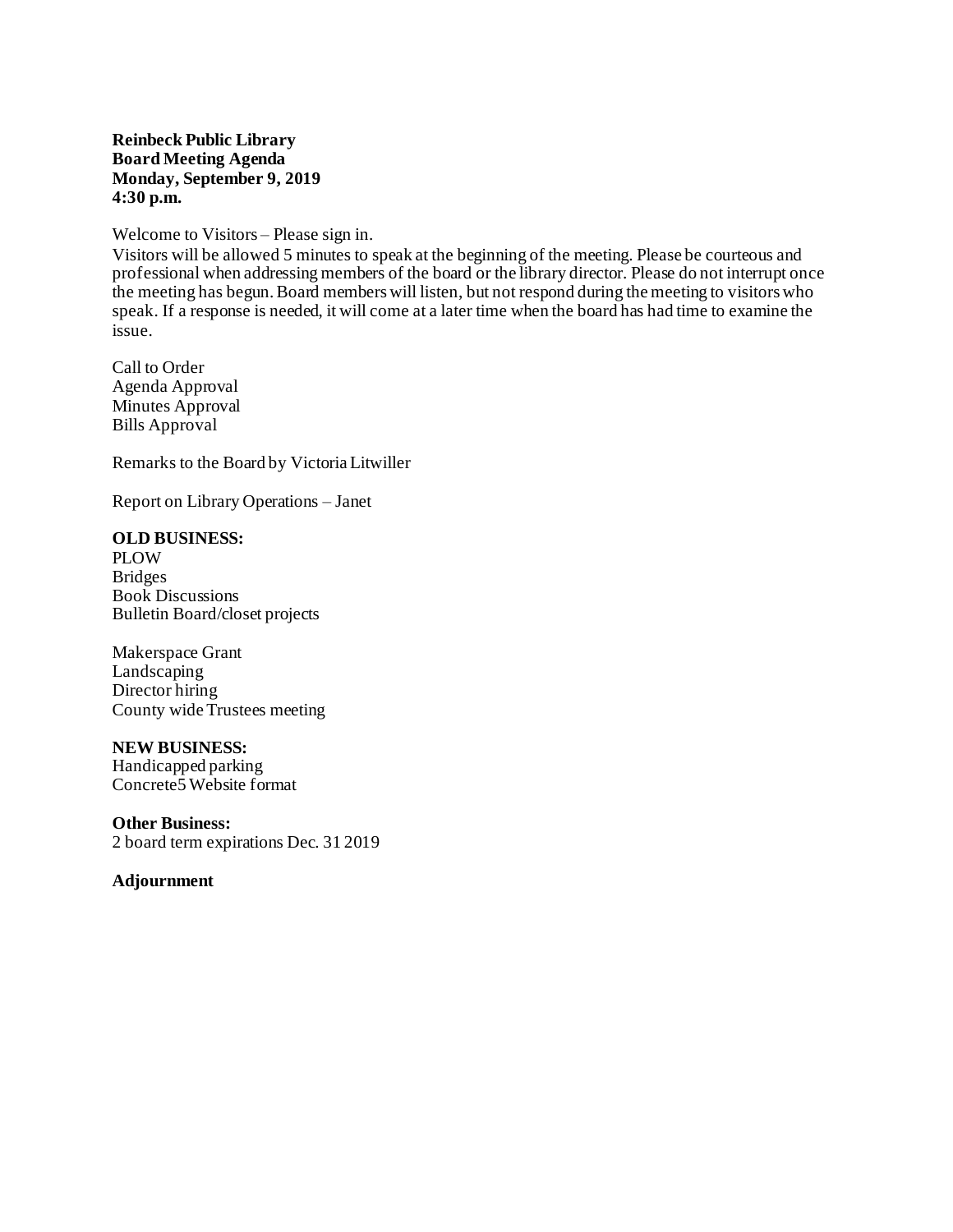**Reinbeck Public Library**
**Board Meeting Agenda**
**Monday, September 9, 2019**
**4:30 p.m.**

Welcome to Visitors – Please sign in.
Visitors will be allowed 5 minutes to speak at the beginning of the meeting. Please be courteous and professional when addressing members of the board or the library director. Please do not interrupt once the meeting has begun. Board members will listen, but not respond during the meeting to visitors who speak. If a response is needed, it will come at a later time when the board has had time to examine the issue.

Call to Order
Agenda Approval
Minutes Approval
Bills Approval

Remarks to the Board by Victoria Litwiller

Report on Library Operations – Janet

**OLD BUSINESS:**
PLOW
Bridges
Book Discussions
Bulletin Board/closet projects

Makerspace Grant
Landscaping
Director hiring
County wide Trustees meeting

**NEW BUSINESS:**
Handicapped parking
Concrete5 Website format

**Other Business:**
2 board term expirations Dec. 31 2019

**Adjournment**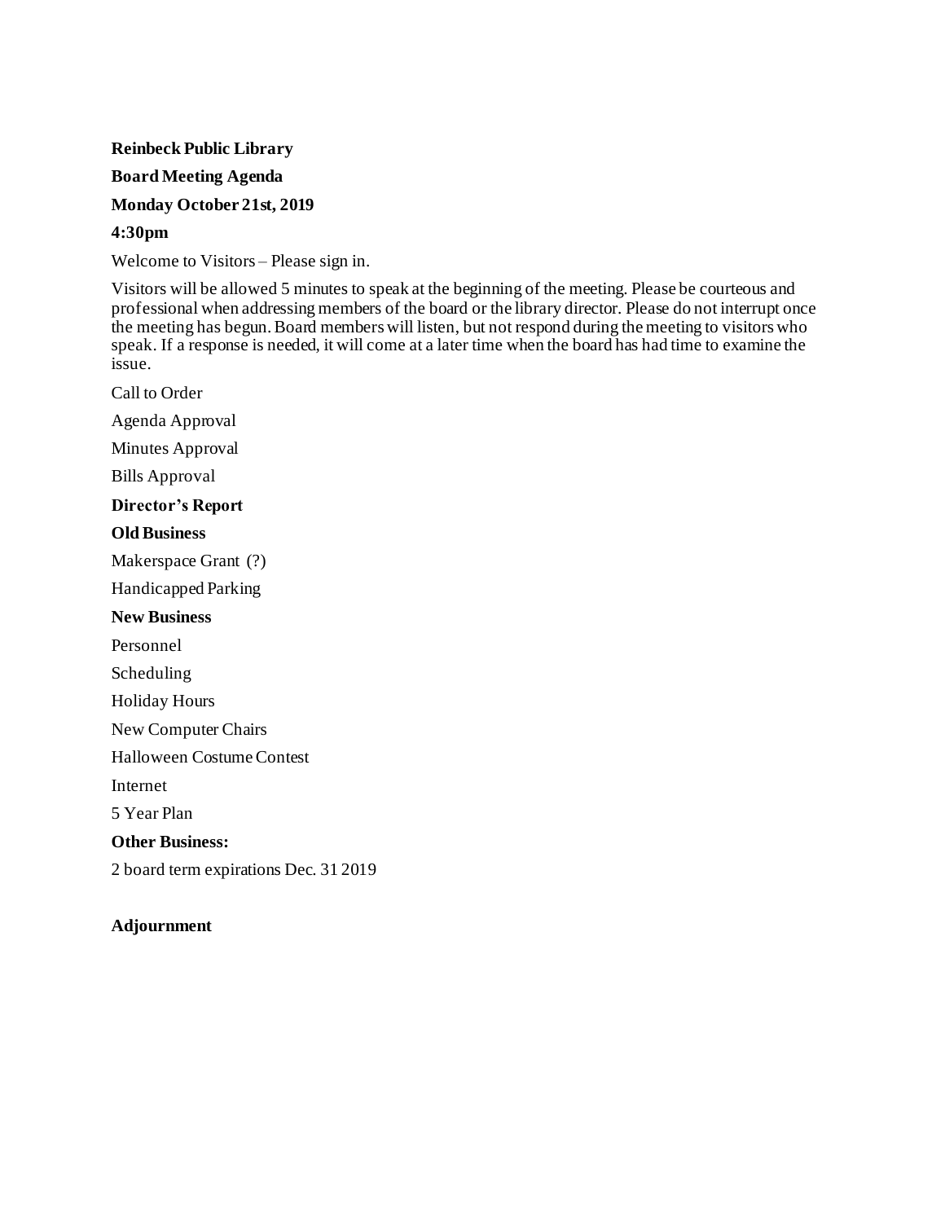**Reinbeck Public Library**

**Board Meeting Agenda**

**Monday October 21st, 2019**

**4:30pm**

Welcome to Visitors – Please sign in.

Visitors will be allowed 5 minutes to speak at the beginning of the meeting. Please be courteous and professional when addressing members of the board or the library director. Please do not interrupt once the meeting has begun. Board members will listen, but not respond during the meeting to visitors who speak. If a response is needed, it will come at a later time when the board has had time to examine the issue.

Call to Order

Agenda Approval

Minutes Approval

Bills Approval

**Director's Report**

**Old Business**

Makerspace Grant (?)

Handicapped Parking

**New Business**

Personnel

Scheduling

Holiday Hours

New Computer Chairs

Halloween Costume Contest

Internet

5 Year Plan

**Other Business:**

2 board term expirations Dec. 31 2019

**Adjournment**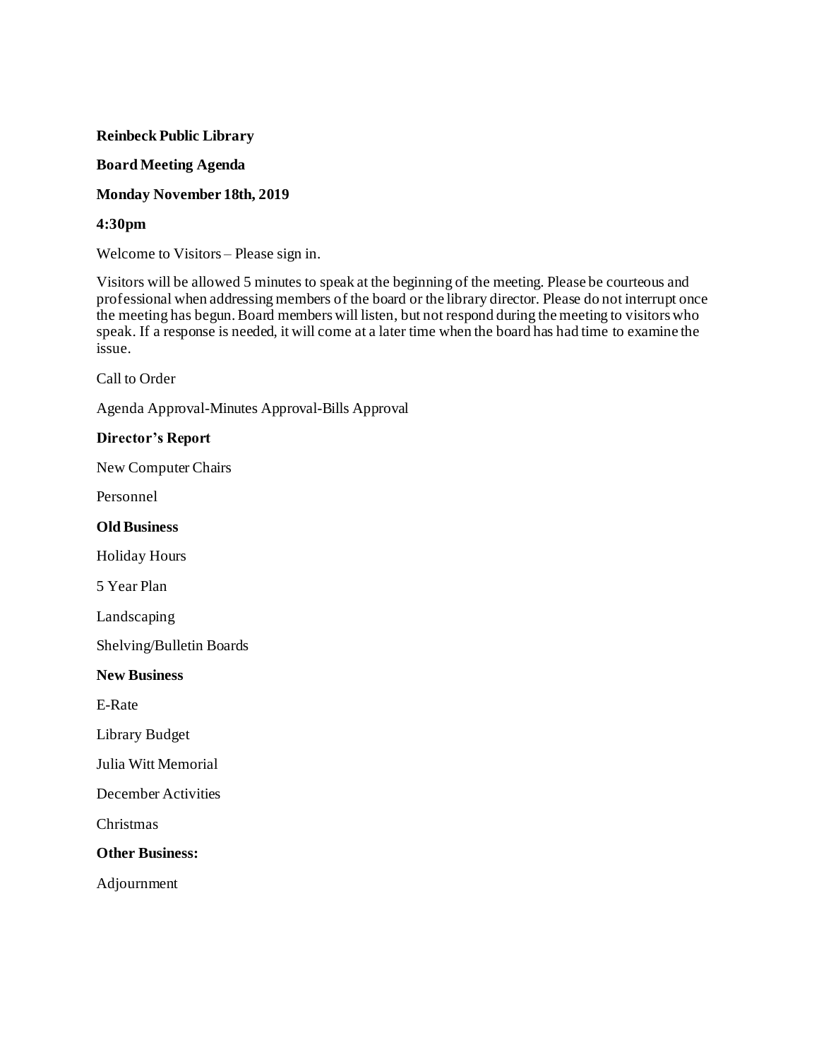**Reinbeck Public Library**

**Board Meeting Agenda**

**Monday November 18th, 2019**

**4:30pm**

Welcome to Visitors – Please sign in.

Visitors will be allowed 5 minutes to speak at the beginning of the meeting. Please be courteous and professional when addressing members of the board or the library director. Please do not interrupt once the meeting has begun. Board members will listen, but not respond during the meeting to visitors who speak. If a response is needed, it will come at a later time when the board has had time to examine the issue.

Call to Order

Agenda Approval-Minutes Approval-Bills Approval

**Director's Report**

New Computer Chairs

Personnel

**Old Business**

Holiday Hours

5 Year Plan

Landscaping

Shelving/Bulletin Boards

**New Business**

E-Rate

Library Budget

Julia Witt Memorial

December Activities

Christmas

**Other Business:**

Adjournment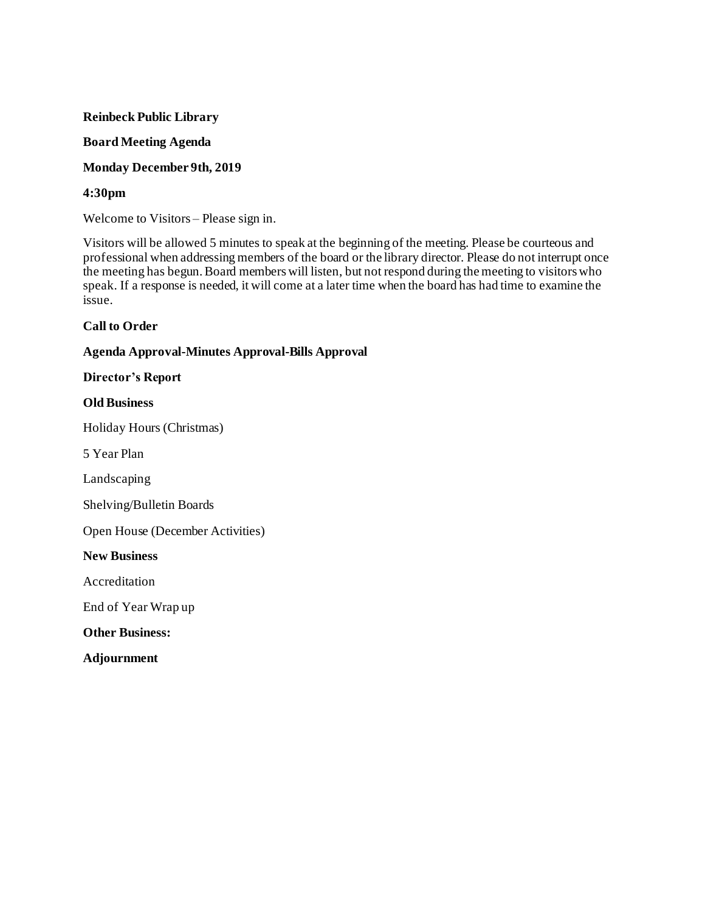**Reinbeck Public Library**

**Board Meeting Agenda**

**Monday December 9th, 2019**

**4:30pm**

Welcome to Visitors – Please sign in.

Visitors will be allowed 5 minutes to speak at the beginning of the meeting. Please be courteous and professional when addressing members of the board or the library director. Please do not interrupt once the meeting has begun. Board members will listen, but not respond during the meeting to visitors who speak. If a response is needed, it will come at a later time when the board has had time to examine the issue.

**Call to Order**

**Agenda Approval-Minutes Approval-Bills Approval**

**Director's Report**

**Old Business**

Holiday Hours (Christmas)

5 Year Plan

Landscaping

Shelving/Bulletin Boards

Open House (December Activities)

**New Business**

Accreditation

End of Year Wrap up

**Other Business:**

**Adjournment**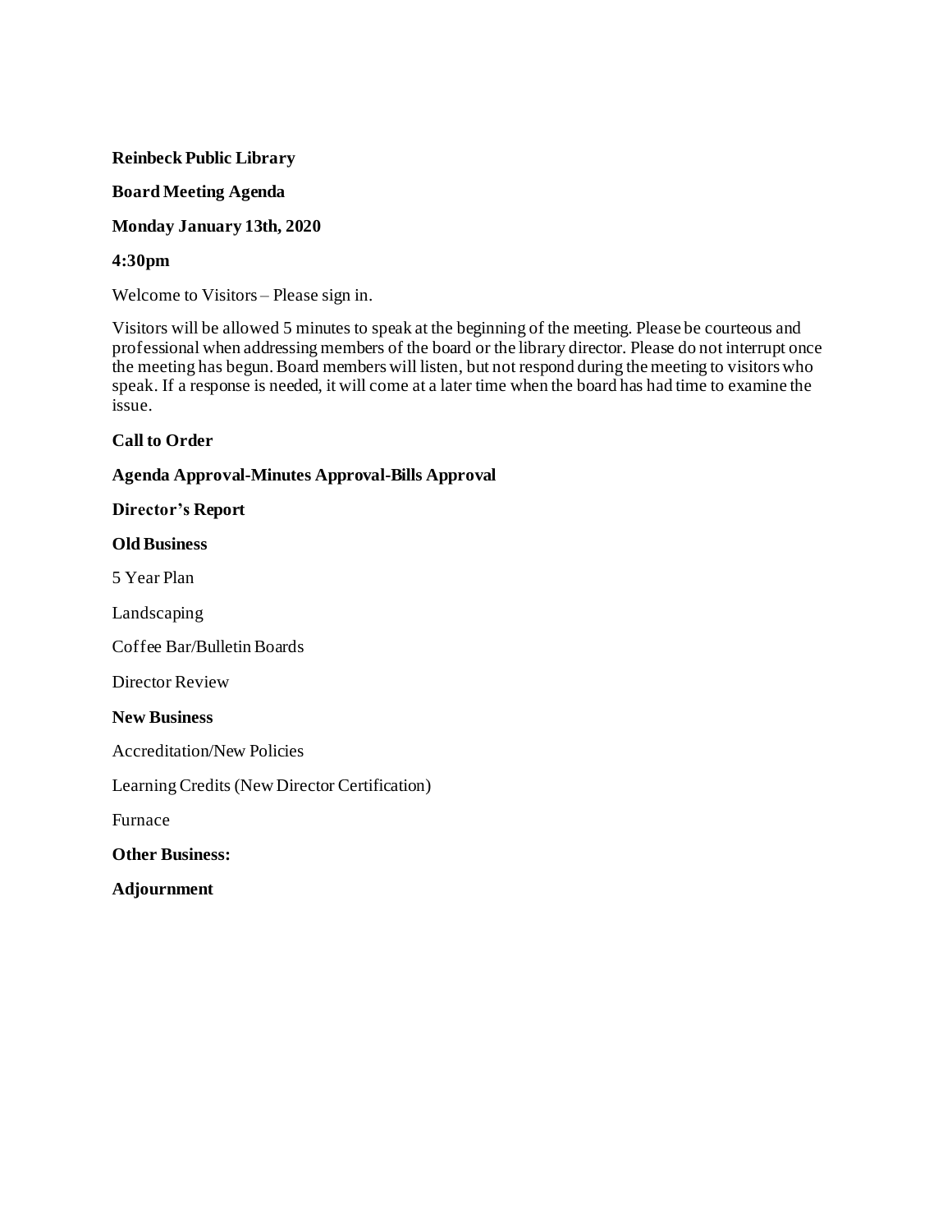**Reinbeck Public Library**

**Board Meeting Agenda**

**Monday January 13th, 2020**

**4:30pm**

Welcome to Visitors – Please sign in.

Visitors will be allowed 5 minutes to speak at the beginning of the meeting. Please be courteous and professional when addressing members of the board or the library director. Please do not interrupt once the meeting has begun. Board members will listen, but not respond during the meeting to visitors who speak. If a response is needed, it will come at a later time when the board has had time to examine the issue.

**Call to Order**

**Agenda Approval-Minutes Approval-Bills Approval**

**Director's Report**

**Old Business**

5 Year Plan

Landscaping

Coffee Bar/Bulletin Boards

Director Review

**New Business**

Accreditation/New Policies

Learning Credits (New Director Certification)

Furnace

**Other Business:**

**Adjournment**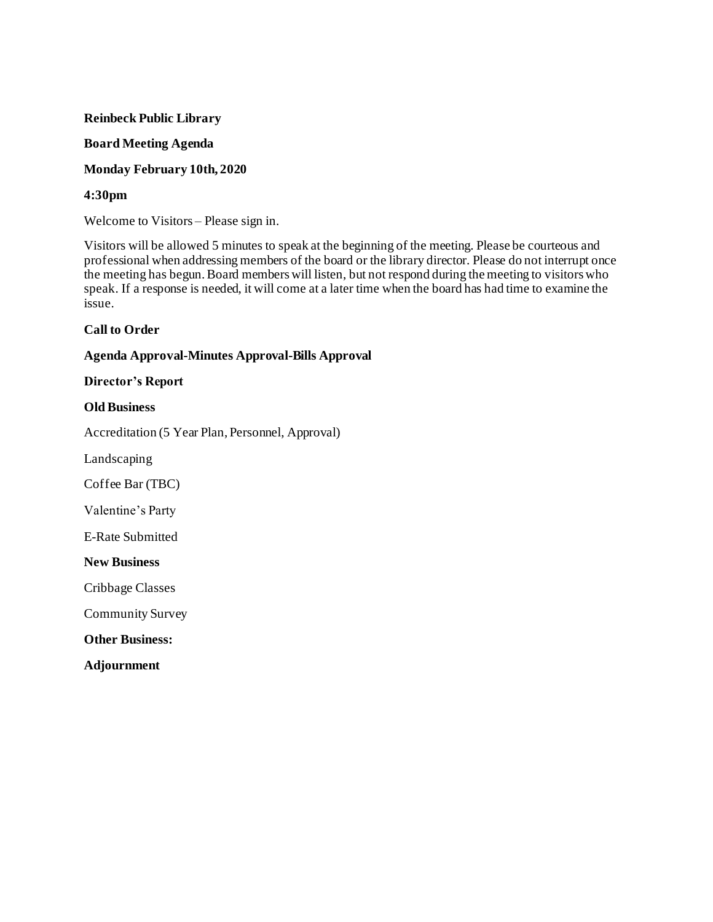**Reinbeck Public Library**

**Board Meeting Agenda**

**Monday February 10th, 2020**

**4:30pm**

Welcome to Visitors – Please sign in.

Visitors will be allowed 5 minutes to speak at the beginning of the meeting. Please be courteous and professional when addressing members of the board or the library director. Please do not interrupt once the meeting has begun. Board members will listen, but not respond during the meeting to visitors who speak. If a response is needed, it will come at a later time when the board has had time to examine the issue.

**Call to Order**

**Agenda Approval-Minutes Approval-Bills Approval**

**Director's Report**

**Old Business**

Accreditation (5 Year Plan, Personnel, Approval)

Landscaping

Coffee Bar (TBC)

Valentine's Party

E-Rate Submitted

**New Business**

Cribbage Classes

Community Survey

**Other Business:**

**Adjournment**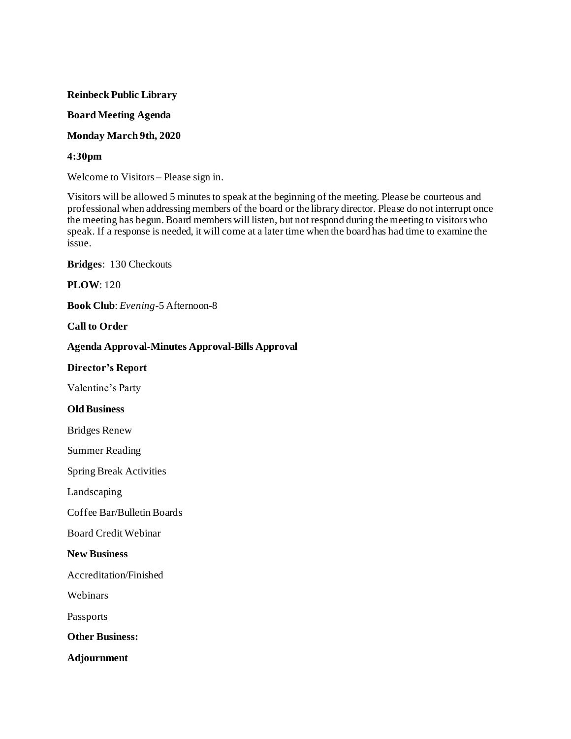**Reinbeck Public Library**

**Board Meeting Agenda**

**Monday March 9th, 2020**

**4:30pm**

Welcome to Visitors – Please sign in.

Visitors will be allowed 5 minutes to speak at the beginning of the meeting. Please be courteous and professional when addressing members of the board or the library director. Please do not interrupt once the meeting has begun. Board members will listen, but not respond during the meeting to visitors who speak. If a response is needed, it will come at a later time when the board has had time to examine the issue.

**Bridges**: 130 Checkouts

**PLOW**: 120

**Book Club**: *Evening*-5 Afternoon-8

**Call to Order**

**Agenda Approval-Minutes Approval-Bills Approval**

**Director's Report**

Valentine's Party

**Old Business**

Bridges Renew

Summer Reading

Spring Break Activities

Landscaping

Coffee Bar/Bulletin Boards

Board Credit Webinar

**New Business**

Accreditation/Finished

Webinars

Passports

**Other Business:**

**Adjournment**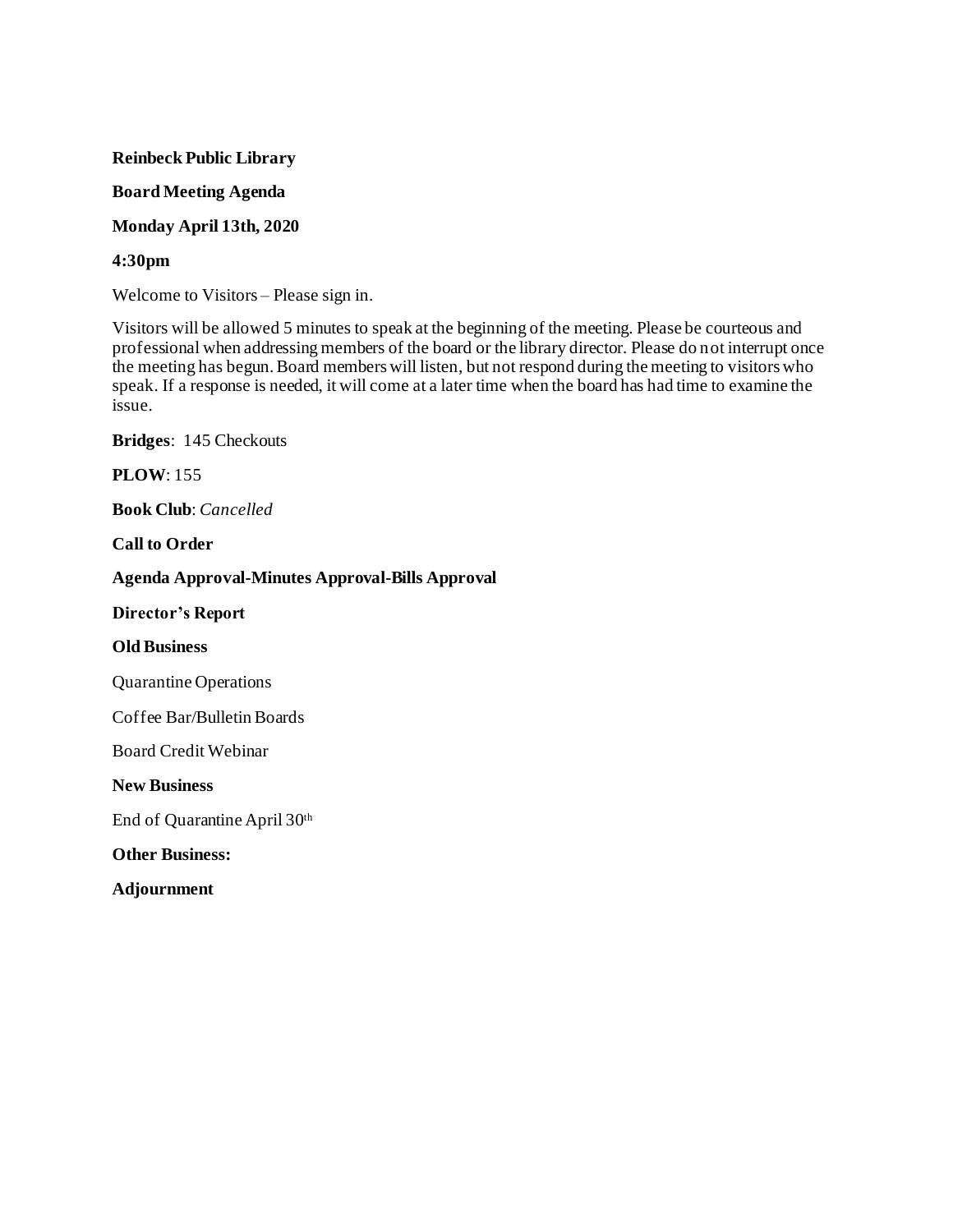**Reinbeck Public Library**

**Board Meeting Agenda**

**Monday April 13th, 2020**

**4:30pm**

Welcome to Visitors – Please sign in.

Visitors will be allowed 5 minutes to speak at the beginning of the meeting. Please be courteous and professional when addressing members of the board or the library director. Please do not interrupt once the meeting has begun. Board members will listen, but not respond during the meeting to visitors who speak. If a response is needed, it will come at a later time when the board has had time to examine the issue.

**Bridges**: 145 Checkouts

**PLOW**: 155

**Book Club**: *Cancelled*

**Call to Order**

**Agenda Approval-Minutes Approval-Bills Approval**

**Director's Report**

**Old Business**

Quarantine Operations

Coffee Bar/Bulletin Boards

Board Credit Webinar

**New Business**

End of Quarantine April 30th

**Other Business:**

**Adjournment**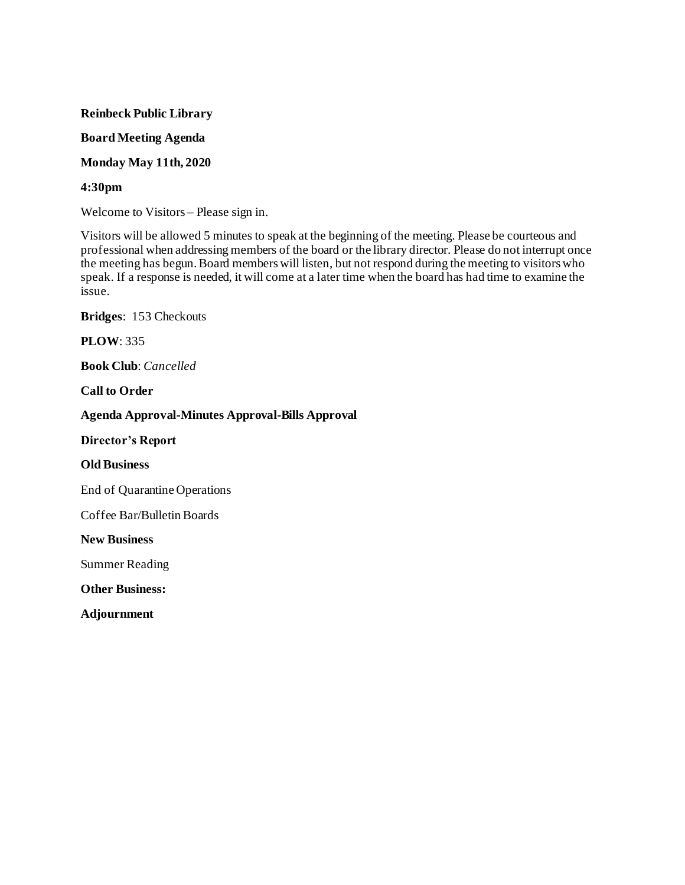**Reinbeck Public Library**

**Board Meeting Agenda**

**Monday May 11th, 2020**

**4:30pm**

Welcome to Visitors – Please sign in.

Visitors will be allowed 5 minutes to speak at the beginning of the meeting. Please be courteous and professional when addressing members of the board or the library director. Please do not interrupt once the meeting has begun. Board members will listen, but not respond during the meeting to visitors who speak. If a response is needed, it will come at a later time when the board has had time to examine the issue.

**Bridges**: 153 Checkouts

**PLOW**: 335

**Book Club**: *Cancelled*

**Call to Order**

**Agenda Approval-Minutes Approval-Bills Approval**

**Director's Report**

**Old Business**

End of Quarantine Operations

Coffee Bar/Bulletin Boards

**New Business**

Summer Reading

**Other Business:**

**Adjournment**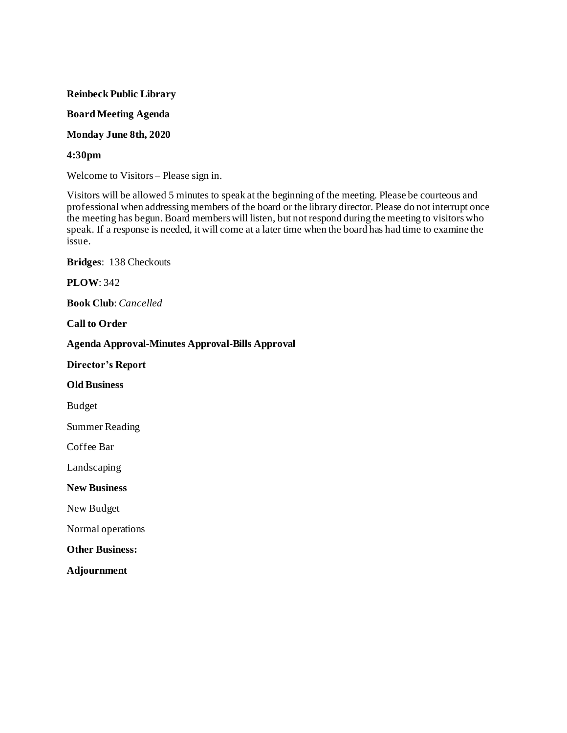**Reinbeck Public Library**

**Board Meeting Agenda**

**Monday June 8th, 2020**

**4:30pm**

Welcome to Visitors – Please sign in.

Visitors will be allowed 5 minutes to speak at the beginning of the meeting. Please be courteous and professional when addressing members of the board or the library director. Please do not interrupt once the meeting has begun. Board members will listen, but not respond during the meeting to visitors who speak. If a response is needed, it will come at a later time when the board has had time to examine the issue.

**Bridges**: 138 Checkouts

**PLOW**: 342

**Book Club**: *Cancelled*

**Call to Order**

**Agenda Approval-Minutes Approval-Bills Approval**

**Director's Report**

**Old Business**

Budget

Summer Reading

Coffee Bar

Landscaping

**New Business**

New Budget

Normal operations

**Other Business:**

**Adjournment**